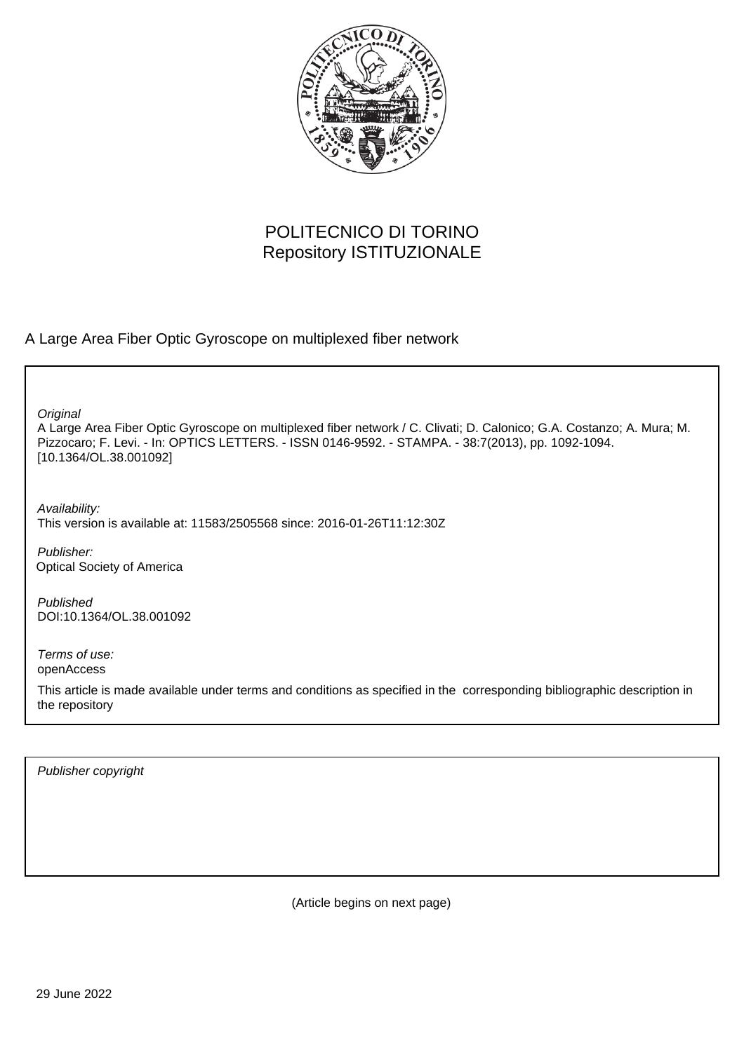POLITECNICO DI TORINO
Repository ISTITUZIONALE

A Large Area Fiber Optic Gyroscope on multiplexed fiber network

*Original*
A Large Area Fiber Optic Gyroscope on multiplexed fiber network / C. Clivati; D. Calonico; G.A. Costanzo; A. Mura; M. Pizzocaro; F. Levi. - In: OPTICS LETTERS. - ISSN 0146-9592. - STAMPA. - 38:7(2013), pp. 1092-1094. [10.1364/OL.38.001092]

*Availability:*
This version is available at: 11583/2505568 since: 2016-01-26T11:12:30Z

*Publisher:*
Optical Society of America

*Published*
DOI:10.1364/OL.38.001092

*Terms of use:*
openAccess

This article is made available under terms and conditions as specified in the corresponding bibliographic description in the repository

*Publisher copyright*

(Article begins on next page)

29 June 2022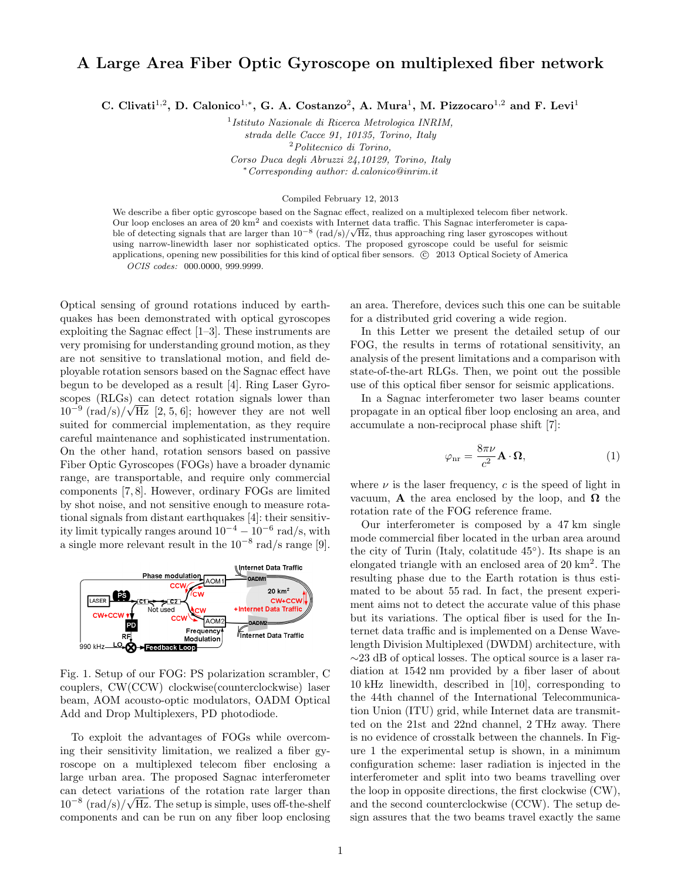# A Large Area Fiber Optic Gyroscope on multiplexed fiber network

**C. Clivati[1,2], D. Calonico[1,*], G. A. Costanzo[2], A. Mura[1], M. Pizzocaro[1,2] and F. Levi[1]**

[1] *Istituto Nazionale di Ricerca Metrologica INRIM, strada delle Cacce 91, 10135, Torino, Italy*
[2] *Politecnico di Torino, Corso Duca degli Abruzzi 24,10129, Torino, Italy*
[*] *Corresponding author: d.calonico@inrim.it*

Compiled February 12, 2013

We describe a fiber optic gyroscope based on the Sagnac effect, realized on a multiplexed telecom fiber network. Our loop encloses an area of 20 km$^2$ and coexists with Internet data traffic. This Sagnac interferometer is capable of detecting signals that are larger than $10^{-8}$ (rad/s)/$\sqrt{\text{Hz}}$, thus approaching ring laser gyroscopes without using narrow-linewidth laser nor sophisticated optics. The proposed gyroscope could be useful for seismic applications, opening new possibilities for this kind of optical fiber sensors. © 2013 Optical Society of America

*OCIS codes:* 000.0000, 999.9999.

Optical sensing of ground rotations induced by earthquakes has been demonstrated with optical gyroscopes exploiting the Sagnac effect [1–3]. These instruments are very promising for understanding ground motion, as they are not sensitive to translational motion, and field deployable rotation sensors based on the Sagnac effect have begun to be developed as a result [4]. Ring Laser Gyroscopes (RLGs) can detect rotation signals lower than $10^{-9}$ (rad/s)/$\sqrt{\text{Hz}}$ [2, 5, 6]; however they are not well suited for commercial implementation, as they require careful maintenance and sophisticated instrumentation. On the other hand, rotation sensors based on passive Fiber Optic Gyroscopes (FOGs) have a broader dynamic range, are transportable, and require only commercial components [7, 8]. However, ordinary FOGs are limited by shot noise, and not sensitive enough to measure rotational signals from distant earthquakes [4]: their sensitivity limit typically ranges around $10^{-4} - 10^{-6}$ rad/s, with a single more relevant result in the $10^{-8}$ rad/s range [9].

Fig. 1. Setup of our FOG: PS polarization scrambler, C couplers, CW(CCW) clockwise(counterclockwise) laser beam, AOM acousto-optic modulators, OADM Optical Add and Drop Multiplexers, PD photodiode.

To exploit the advantages of FOGs while overcoming their sensitivity limitation, we realized a fiber gyroscope on a multiplexed telecom fiber enclosing a large urban area. The proposed Sagnac interferometer can detect variations of the rotation rate larger than $10^{-8}$ (rad/s)/$\sqrt{\text{Hz}}$. The setup is simple, uses off-the-shelf components and can be run on any fiber loop enclosing an area. Therefore, devices such this one can be suitable for a distributed grid covering a wide region.

In this Letter we present the detailed setup of our FOG, the results in terms of rotational sensitivity, an analysis of the present limitations and a comparison with state-of-the-art RLGs. Then, we point out the possible use of this optical fiber sensor for seismic applications.

In a Sagnac interferometer two laser beams counter propagate in an optical fiber loop enclosing an area, and accumulate a non-reciprocal phase shift [7]:

$$\varphi_{\text{nr}} = \frac{8\pi\nu}{c^2}\mathbf{A}\cdot\mathbf{\Omega}, \tag{1}$$

where $\nu$ is the laser frequency, $c$ is the speed of light in vacuum, $\mathbf{A}$ the area enclosed by the loop, and $\mathbf{\Omega}$ the rotation rate of the FOG reference frame.

Our interferometer is composed by a 47 km single mode commercial fiber located in the urban area around the city of Turin (Italy, colatitude 45°). Its shape is an elongated triangle with an enclosed area of 20 km$^2$. The resulting phase due to the Earth rotation is thus estimated to be about 55 rad. In fact, the present experiment aims not to detect the accurate value of this phase but its variations. The optical fiber is used for the Internet data traffic and is implemented on a Dense Wavelength Division Multiplexed (DWDM) architecture, with ~23 dB of optical losses. The optical source is a laser radiation at 1542 nm provided by a fiber laser of about 10 kHz linewidth, described in [10], corresponding to the 44th channel of the International Telecommunication Union (ITU) grid, while Internet data are transmitted on the 21st and 22nd channel, 2 THz away. There is no evidence of crosstalk between the channels. In Figure 1 the experimental setup is shown, in a minimum configuration scheme: laser radiation is injected in the interferometer and split into two beams travelling over the loop in opposite directions, the first clockwise (CW), and the second counterclockwise (CCW). The setup design assures that the two beams travel exactly the same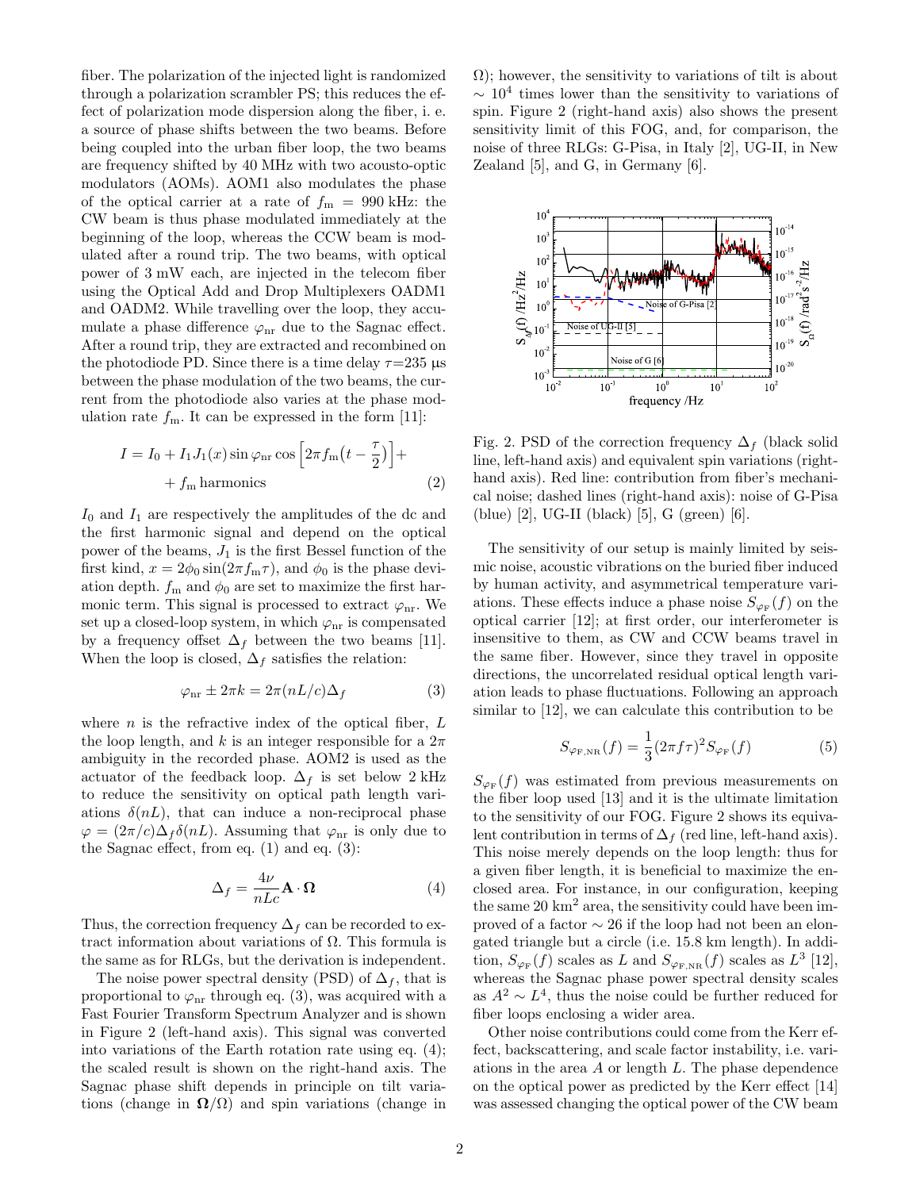fiber. The polarization of the injected light is randomized through a polarization scrambler PS; this reduces the effect of polarization mode dispersion along the fiber, i. e. a source of phase shifts between the two beams. Before being coupled into the urban fiber loop, the two beams are frequency shifted by 40 MHz with two acousto-optic modulators (AOMs). AOM1 also modulates the phase of the optical carrier at a rate of $f_{\rm m}$ = 990 kHz: the CW beam is thus phase modulated immediately at the beginning of the loop, whereas the CCW beam is modulated after a round trip. The two beams, with optical power of 3 mW each, are injected in the telecom fiber using the Optical Add and Drop Multiplexers OADM1 and OADM2. While travelling over the loop, they accumulate a phase difference $\varphi_{\rm nr}$ due to the Sagnac effect. After a round trip, they are extracted and recombined on the photodiode PD. Since there is a time delay $\tau$=235 μs between the phase modulation of the two beams, the current from the photodiode also varies at the phase modulation rate $f_{\rm m}$. It can be expressed in the form [11]:

$$I = I_0 + I_1 J_1(x) \sin\varphi_{\rm nr} \cos\Big[2\pi f_{\rm m}\big(t - \frac{\tau}{2}\big)\Big] + \\ + f_{\rm m}\,\text{harmonics} \qquad (2)$$

$I_0$ and $I_1$ are respectively the amplitudes of the dc and the first harmonic signal and depend on the optical power of the beams, $J_1$ is the first Bessel function of the first kind, $x = 2\phi_0 \sin(2\pi f_{\rm m}\tau)$, and $\phi_0$ is the phase deviation depth. $f_{\rm m}$ and $\phi_0$ are set to maximize the first harmonic term. This signal is processed to extract $\varphi_{\rm nr}$. We set up a closed-loop system, in which $\varphi_{\rm nr}$ is compensated by a frequency offset $\Delta_f$ between the two beams [11]. When the loop is closed, $\Delta_f$ satisfies the relation:

$$\varphi_{\rm nr} \pm 2\pi k = 2\pi(nL/c)\Delta_f \qquad (3)$$

where $n$ is the refractive index of the optical fiber, $L$ the loop length, and $k$ is an integer responsible for a $2\pi$ ambiguity in the recorded phase. AOM2 is used as the actuator of the feedback loop. $\Delta_f$ is set below 2 kHz to reduce the sensitivity on optical path length variations $\delta(nL)$, that can induce a non-reciprocal phase $\varphi = (2\pi/c)\Delta_f\delta(nL)$. Assuming that $\varphi_{\rm nr}$ is only due to the Sagnac effect, from eq. (1) and eq. (3):

$$\Delta_f = \frac{4\nu}{nLc}\mathbf{A}\cdot\mathbf{\Omega} \qquad (4)$$

Thus, the correction frequency $\Delta_f$ can be recorded to extract information about variations of $\Omega$. This formula is the same as for RLGs, but the derivation is independent.

The noise power spectral density (PSD) of $\Delta_f$, that is proportional to $\varphi_{\rm nr}$ through eq. (3), was acquired with a Fast Fourier Transform Spectrum Analyzer and is shown in Figure 2 (left-hand axis). This signal was converted into variations of the Earth rotation rate using eq. (4); the scaled result is shown on the right-hand axis. The Sagnac phase shift depends in principle on tilt variations (change in $\mathbf{\Omega}/\Omega$) and spin variations (change in $\Omega$); however, the sensitivity to variations of tilt is about $\sim 10^4$ times lower than the sensitivity to variations of spin. Figure 2 (right-hand axis) also shows the present sensitivity limit of this FOG, and, for comparison, the noise of three RLGs: G-Pisa, in Italy [2], UG-II, in New Zealand [5], and G, in Germany [6].

Fig. 2. PSD of the correction frequency $\Delta_f$ (black solid line, left-hand axis) and equivalent spin variations (right-hand axis). Red line: contribution from fiber's mechanical noise; dashed lines (right-hand axis): noise of G-Pisa (blue) [2], UG-II (black) [5], G (green) [6].

The sensitivity of our setup is mainly limited by seismic noise, acoustic vibrations on the buried fiber induced by human activity, and asymmetrical temperature variations. These effects induce a phase noise $S_{\varphi_{\rm F}}(f)$ on the optical carrier [12]; at first order, our interferometer is insensitive to them, as CW and CCW beams travel in the same fiber. However, since they travel in opposite directions, the uncorrelated residual optical length variation leads to phase fluctuations. Following an approach similar to [12], we can calculate this contribution to be

$$S_{\varphi_{\rm F,NR}}(f) = \frac{1}{3}(2\pi f\tau)^2 S_{\varphi_{\rm F}}(f) \qquad (5)$$

$S_{\varphi_{\rm F}}(f)$ was estimated from previous measurements on the fiber loop used [13] and it is the ultimate limitation to the sensitivity of our FOG. Figure 2 shows its equivalent contribution in terms of $\Delta_f$ (red line, left-hand axis). This noise merely depends on the loop length: thus for a given fiber length, it is beneficial to maximize the enclosed area. For instance, in our configuration, keeping the same 20 km$^2$ area, the sensitivity could have been improved of a factor $\sim 26$ if the loop had not been an elongated triangle but a circle (i.e. 15.8 km length). In addition, $S_{\varphi_{\rm F}}(f)$ scales as $L$ and $S_{\varphi_{\rm F,NR}}(f)$ scales as $L^3$ [12], whereas the Sagnac phase power spectral density scales as $A^2 \sim L^4$, thus the noise could be further reduced for fiber loops enclosing a wider area.

Other noise contributions could come from the Kerr effect, backscattering, and scale factor instability, i.e. variations in the area $A$ or length $L$. The phase dependence on the optical power as predicted by the Kerr effect [14] was assessed changing the optical power of the CW beam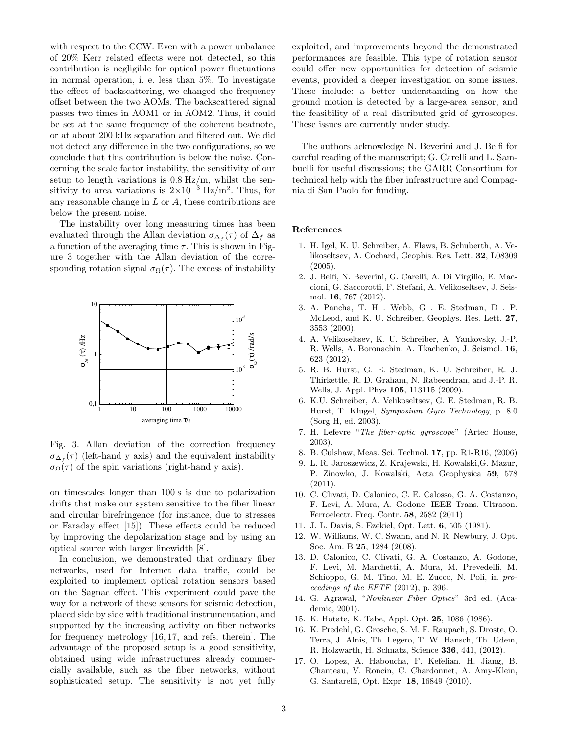with respect to the CCW. Even with a power unbalance of 20% Kerr related effects were not detected, so this contribution is negligible for optical power fluctuations in normal operation, i. e. less than 5%. To investigate the effect of backscattering, we changed the frequency offset between the two AOMs. The backscattered signal passes two times in AOM1 or in AOM2. Thus, it could be set at the same frequency of the coherent beatnote, or at about 200 kHz separation and filtered out. We did not detect any difference in the two configurations, so we conclude that this contribution is below the noise. Concerning the scale factor instability, the sensitivity of our setup to length variations is 0.8 Hz/m, whilst the sensitivity to area variations is $2\times10^{-3}$ Hz/m$^2$. Thus, for any reasonable change in $L$ or $A$, these contributions are below the present noise.

The instability over long measuring times has been evaluated through the Allan deviation $\sigma_{\Delta_f}(\tau)$ of $\Delta_f$ as a function of the averaging time $\tau$. This is shown in Figure 3 together with the Allan deviation of the corresponding rotation signal $\sigma_\Omega(\tau)$. The excess of instability on timescales longer than 100 s is due to polarization drifts that make our system sensitive to the fiber linear and circular birefringence (for instance, due to stresses or Faraday effect [15]). These effects could be reduced by improving the depolarization stage and by using an optical source with larger linewidth [8].

Fig. 3. Allan deviation of the correction frequency $\sigma_{\Delta_f}(\tau)$ (left-hand y axis) and the equivalent instability $\sigma_\Omega(\tau)$ of the spin variations (right-hand y axis).

In conclusion, we demonstrated that ordinary fiber networks, used for Internet data traffic, could be exploited to implement optical rotation sensors based on the Sagnac effect. This experiment could pave the way for a network of these sensors for seismic detection, placed side by side with traditional instrumentation, and supported by the increasing activity on fiber networks for frequency metrology [16, 17, and refs. therein]. The advantage of the proposed setup is a good sensitivity, obtained using wide infrastructures already commercially available, such as the fiber networks, without sophisticated setup. The sensitivity is not yet fully exploited, and improvements beyond the demonstrated performances are feasible. This type of rotation sensor could offer new opportunities for detection of seismic events, provided a deeper investigation on some issues. These include: a better understanding on how the ground motion is detected by a large-area sensor, and the feasibility of a real distributed grid of gyroscopes. These issues are currently under study.

The authors acknowledge N. Beverini and J. Belfi for careful reading of the manuscript; G. Carelli and L. Sambuelli for useful discussions; the GARR Consortium for technical help with the fiber infrastructure and Compagnia di San Paolo for funding.

## References

1. H. Igel, K. U. Schreiber, A. Flaws, B. Schuberth, A. Velikoseltsev, A. Cochard, Geophis. Res. Lett. **32**, L08309 (2005).
2. J. Belfi, N. Beverini, G. Carelli, A. Di Virgilio, E. Maccioni, G. Saccorotti, F. Stefani, A. Velikoseltsev, J. Seismol. **16**, 767 (2012).
3. A. Pancha, T. H . Webb, G . E. Stedman, D . P. McLeod, and K. U. Schreiber, Geophys. Res. Lett. **27**, 3553 (2000).
4. A. Velikoseltsev, K. U. Schreiber, A. Yankovsky, J.-P. R. Wells, A. Boronachin, A. Tkachenko, J. Seismol. **16**, 623 (2012).
5. R. B. Hurst, G. E. Stedman, K. U. Schreiber, R. J. Thirkettle, R. D. Graham, N. Rabeendran, and J.-P. R. Wells, J. Appl. Phys **105**, 113115 (2009).
6. K.U. Schreiber, A. Velikoseltsev, G. E. Stedman, R. B. Hurst, T. Klugel, *Symposium Gyro Technology*, p. 8.0 (Sorg H, ed. 2003).
7. H. Lefevre "*The fiber-optic gyroscope*" (Artec House, 2003).
8. B. Culshaw, Meas. Sci. Technol. **17**, pp. R1-R16, (2006)
9. L. R. Jaroszewicz, Z. Krajewski, H. Kowalski,G. Mazur, P. Zinowko, J. Kowalski, Acta Geophysica **59**, 578 (2011).
10. C. Clivati, D. Calonico, C. E. Calosso, G. A. Costanzo, F. Levi, A. Mura, A. Godone, IEEE Trans. Ultrason. Ferroelectr. Freq. Contr. **58**, 2582 (2011)
11. J. L. Davis, S. Ezekiel, Opt. Lett. **6**, 505 (1981).
12. W. Williams, W. C. Swann, and N. R. Newbury, J. Opt. Soc. Am. B **25**, 1284 (2008).
13. D. Calonico, C. Clivati, G. A. Costanzo, A. Godone, F. Levi, M. Marchetti, A. Mura, M. Prevedelli, M. Schioppo, G. M. Tino, M. E. Zucco, N. Poli, in *proceedings of the EFTF* (2012), p. 396.
14. G. Agrawal, "*Nonlinear Fiber Optics*" 3rd ed. (Academic, 2001).
15. K. Hotate, K. Tabe, Appl. Opt. **25**, 1086 (1986).
16. K. Predehl, G. Grosche, S. M. F. Raupach, S. Droste, O. Terra, J. Alnis, Th. Legero, T. W. Hansch, Th. Udem, R. Holzwarth, H. Schnatz, Science **336**, 441, (2012).
17. O. Lopez, A. Haboucha, F. Kefelian, H. Jiang, B. Chanteau, V. Roncin, C. Chardonnet, A. Amy-Klein, G. Santarelli, Opt. Expr. **18**, 16849 (2010).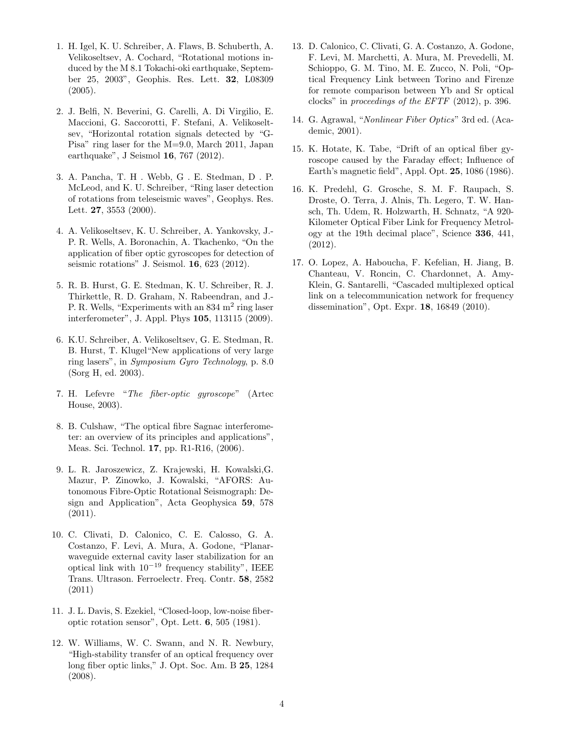1. H. Igel, K. U. Schreiber, A. Flaws, B. Schuberth, A. Velikoseltsev, A. Cochard, "Rotational motions induced by the M 8.1 Tokachi-oki earthquake, September 25, 2003", Geophis. Res. Lett. **32**, L08309 (2005).

2. J. Belfi, N. Beverini, G. Carelli, A. Di Virgilio, E. Maccioni, G. Saccorotti, F. Stefani, A. Velikoseltsev, "Horizontal rotation signals detected by "G-Pisa" ring laser for the M=9.0, March 2011, Japan earthquake", J Seismol **16**, 767 (2012).

3. A. Pancha, T. H . Webb, G . E. Stedman, D . P. McLeod, and K. U. Schreiber, "Ring laser detection of rotations from teleseismic waves", Geophys. Res. Lett. **27**, 3553 (2000).

4. A. Velikoseltsev, K. U. Schreiber, A. Yankovsky, J.-P. R. Wells, A. Boronachin, A. Tkachenko, "On the application of fiber optic gyroscopes for detection of seismic rotations" J. Seismol. **16**, 623 (2012).

5. R. B. Hurst, G. E. Stedman, K. U. Schreiber, R. J. Thirkettle, R. D. Graham, N. Rabeendran, and J.-P. R. Wells, "Experiments with an 834 $m^2$ ring laser interferometer", J. Appl. Phys **105**, 113115 (2009).

6. K.U. Schreiber, A. Velikoseltsev, G. E. Stedman, R. B. Hurst, T. Klugel"New applications of very large ring lasers", in *Symposium Gyro Technology*, p. 8.0 (Sorg H, ed. 2003).

7. H. Lefevre "*The fiber-optic gyroscope*" (Artec House, 2003).

8. B. Culshaw, "The optical fibre Sagnac interferometer: an overview of its principles and applications", Meas. Sci. Technol. **17**, pp. R1-R16, (2006).

9. L. R. Jaroszewicz, Z. Krajewski, H. Kowalski,G. Mazur, P. Zinowko, J. Kowalski, "AFORS: Autonomous Fibre-Optic Rotational Seismograph: Design and Application", Acta Geophysica **59**, 578 (2011).

10. C. Clivati, D. Calonico, C. E. Calosso, G. A. Costanzo, F. Levi, A. Mura, A. Godone, "Planar-waveguide external cavity laser stabilization for an optical link with $10^{-19}$ frequency stability", IEEE Trans. Ultrason. Ferroelectr. Freq. Contr. **58**, 2582 (2011)

11. J. L. Davis, S. Ezekiel, "Closed-loop, low-noise fiber-optic rotation sensor", Opt. Lett. **6**, 505 (1981).

12. W. Williams, W. C. Swann, and N. R. Newbury, "High-stability transfer of an optical frequency over long fiber optic links," J. Opt. Soc. Am. B **25**, 1284 (2008).

13. D. Calonico, C. Clivati, G. A. Costanzo, A. Godone, F. Levi, M. Marchetti, A. Mura, M. Prevedelli, M. Schioppo, G. M. Tino, M. E. Zucco, N. Poli, "Optical Frequency Link between Torino and Firenze for remote comparison between Yb and Sr optical clocks" in *proceedings of the EFTF* (2012), p. 396.

14. G. Agrawal, "*Nonlinear Fiber Optics*" 3rd ed. (Academic, 2001).

15. K. Hotate, K. Tabe, "Drift of an optical fiber gyroscope caused by the Faraday effect; Influence of Earth's magnetic field", Appl. Opt. **25**, 1086 (1986).

16. K. Predehl, G. Grosche, S. M. F. Raupach, S. Droste, O. Terra, J. Alnis, Th. Legero, T. W. Hansch, Th. Udem, R. Holzwarth, H. Schnatz, "A 920-Kilometer Optical Fiber Link for Frequency Metrology at the 19th decimal place", Science **336**, 441, (2012).

17. O. Lopez, A. Haboucha, F. Kefelian, H. Jiang, B. Chanteau, V. Roncin, C. Chardonnet, A. Amy-Klein, G. Santarelli, "Cascaded multiplexed optical link on a telecommunication network for frequency dissemination", Opt. Expr. **18**, 16849 (2010).